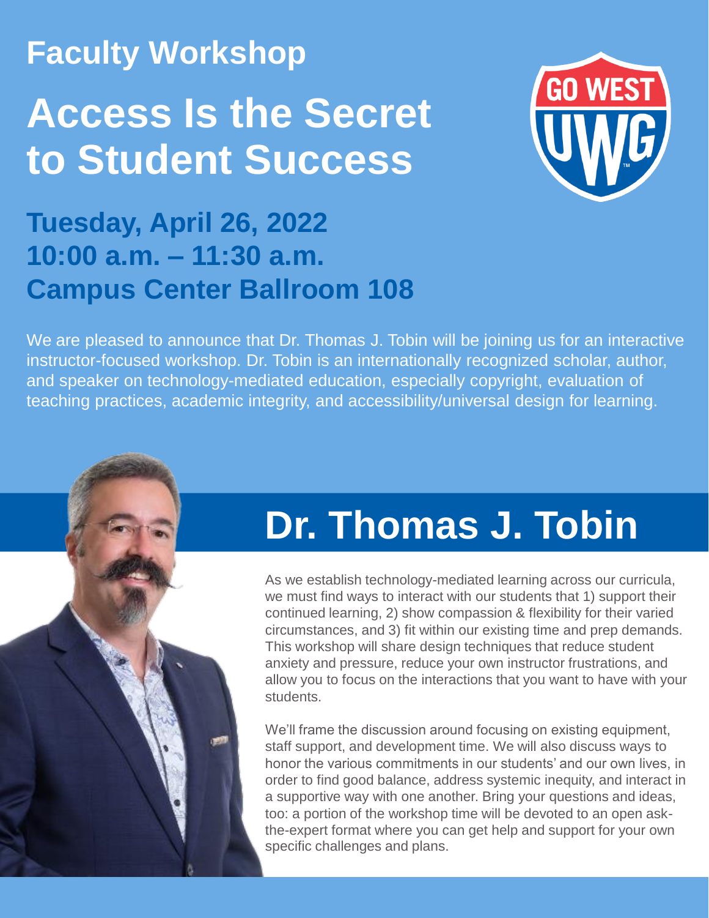## Faculty Workshop

# Access Is the Secret to Student Success

### Tuesday, April 26, 2022
### 10:00 a.m. – 11:30 a.m.
### Campus Center Ballroom 108

We are pleased to announce that Dr. Thomas J. Tobin will be joining us for an interactive instructor-focused workshop. Dr. Tobin is an internationally recognized scholar, author, and speaker on technology-mediated education, especially copyright, evaluation of teaching practices, academic integrity, and accessibility/universal design for learning.

## Dr. Thomas J. Tobin

As we establish technology-mediated learning across our curricula, we must find ways to interact with our students that 1) support their continued learning, 2) show compassion & flexibility for their varied circumstances, and 3) fit within our existing time and prep demands. This workshop will share design techniques that reduce student anxiety and pressure, reduce your own instructor frustrations, and allow you to focus on the interactions that you want to have with your students.

We'll frame the discussion around focusing on existing equipment, staff support, and development time. We will also discuss ways to honor the various commitments in our students' and our own lives, in order to find good balance, address systemic inequity, and interact in a supportive way with one another. Bring your questions and ideas, too: a portion of the workshop time will be devoted to an open ask-the-expert format where you can get help and support for your own specific challenges and plans.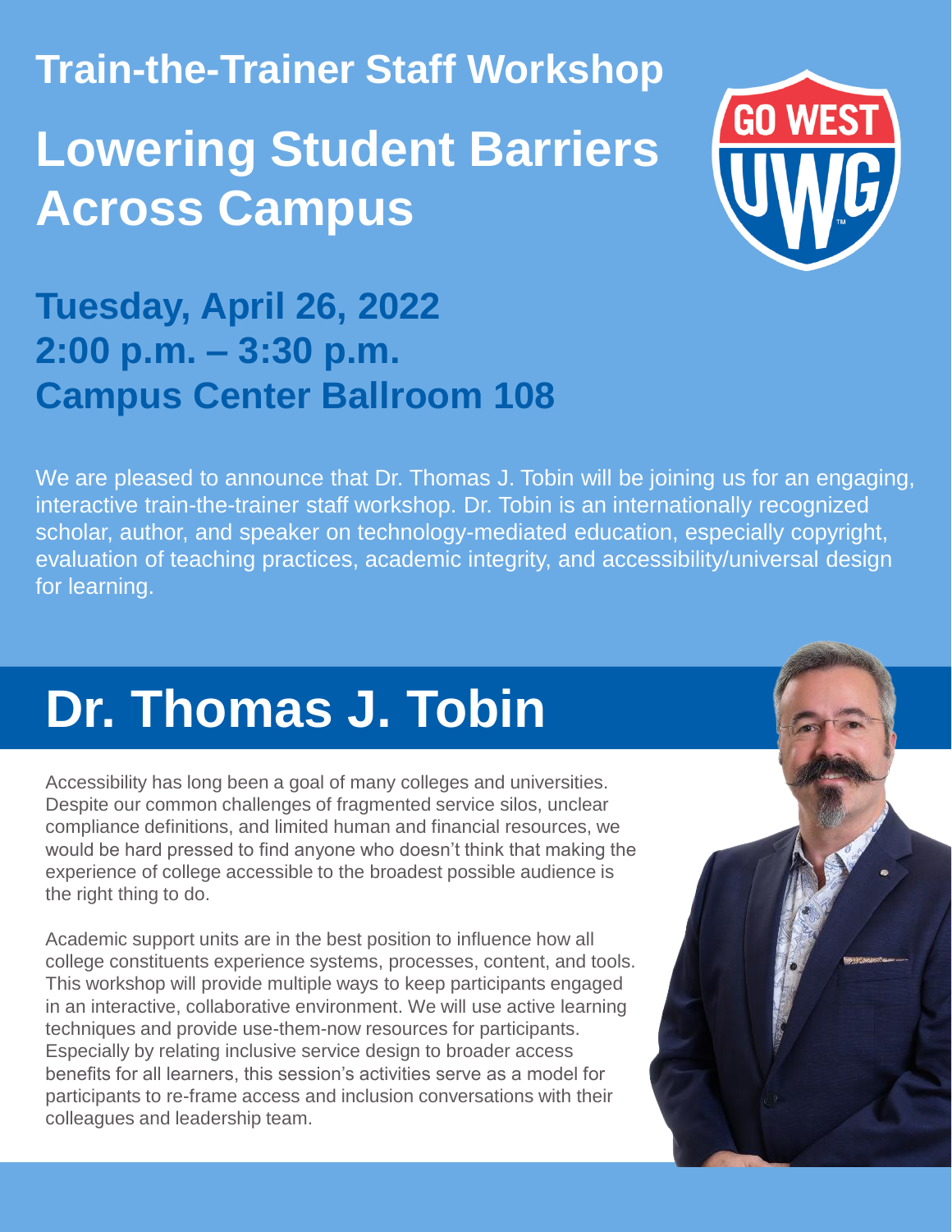## Train-the-Trainer Staff Workshop

# Lowering Student Barriers Across Campus

### Tuesday, April 26, 2022
### 2:00 p.m. – 3:30 p.m.
### Campus Center Ballroom 108

We are pleased to announce that Dr. Thomas J. Tobin will be joining us for an engaging, interactive train-the-trainer staff workshop. Dr. Tobin is an internationally recognized scholar, author, and speaker on technology-mediated education, especially copyright, evaluation of teaching practices, academic integrity, and accessibility/universal design for learning.

# Dr. Thomas J. Tobin

Accessibility has long been a goal of many colleges and universities. Despite our common challenges of fragmented service silos, unclear compliance definitions, and limited human and financial resources, we would be hard pressed to find anyone who doesn't think that making the experience of college accessible to the broadest possible audience is the right thing to do.

Academic support units are in the best position to influence how all college constituents experience systems, processes, content, and tools. This workshop will provide multiple ways to keep participants engaged in an interactive, collaborative environment. We will use active learning techniques and provide use-them-now resources for participants. Especially by relating inclusive service design to broader access benefits for all learners, this session's activities serve as a model for participants to re-frame access and inclusion conversations with their colleagues and leadership team.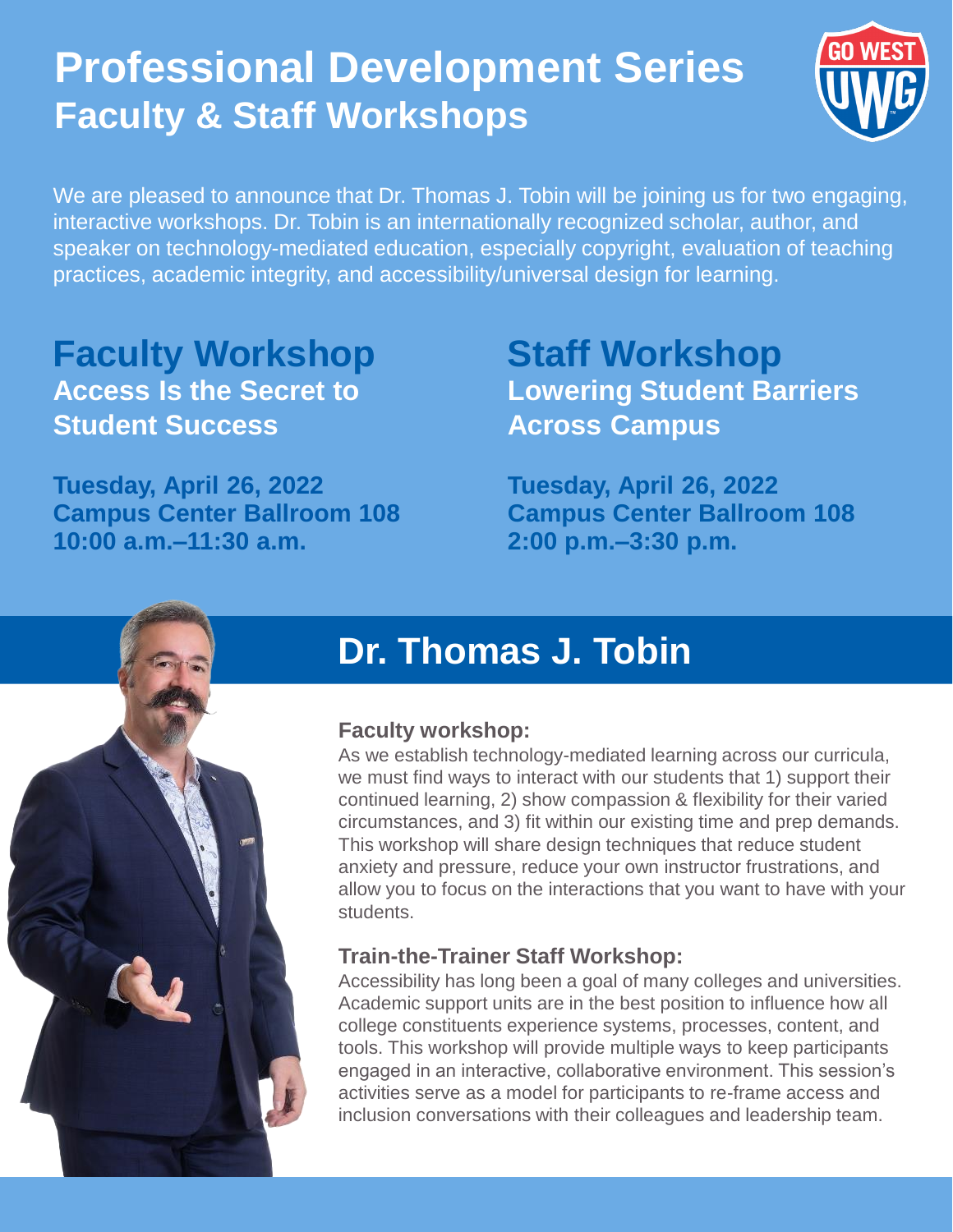# Professional Development Series

## Faculty & Staff Workshops

GO WEST UWG

We are pleased to announce that Dr. Thomas J. Tobin will be joining us for two engaging, interactive workshops. Dr. Tobin is an internationally recognized scholar, author, and speaker on technology-mediated education, especially copyright, evaluation of teaching practices, academic integrity, and accessibility/universal design for learning.

## Faculty Workshop

**Access Is the Secret to Student Success**

**Tuesday, April 26, 2022**
**Campus Center Ballroom 108**
**10:00 a.m.–11:30 a.m.**

## Staff Workshop

**Lowering Student Barriers Across Campus**

**Tuesday, April 26, 2022**
**Campus Center Ballroom 108**
**2:00 p.m.–3:30 p.m.**

## Dr. Thomas J. Tobin

### Faculty workshop:

As we establish technology-mediated learning across our curricula, we must find ways to interact with our students that 1) support their continued learning, 2) show compassion & flexibility for their varied circumstances, and 3) fit within our existing time and prep demands. This workshop will share design techniques that reduce student anxiety and pressure, reduce your own instructor frustrations, and allow you to focus on the interactions that you want to have with your students.

### Train-the-Trainer Staff Workshop:

Accessibility has long been a goal of many colleges and universities. Academic support units are in the best position to influence how all college constituents experience systems, processes, content, and tools. This workshop will provide multiple ways to keep participants engaged in an interactive, collaborative environment. This session's activities serve as a model for participants to re-frame access and inclusion conversations with their colleagues and leadership team.